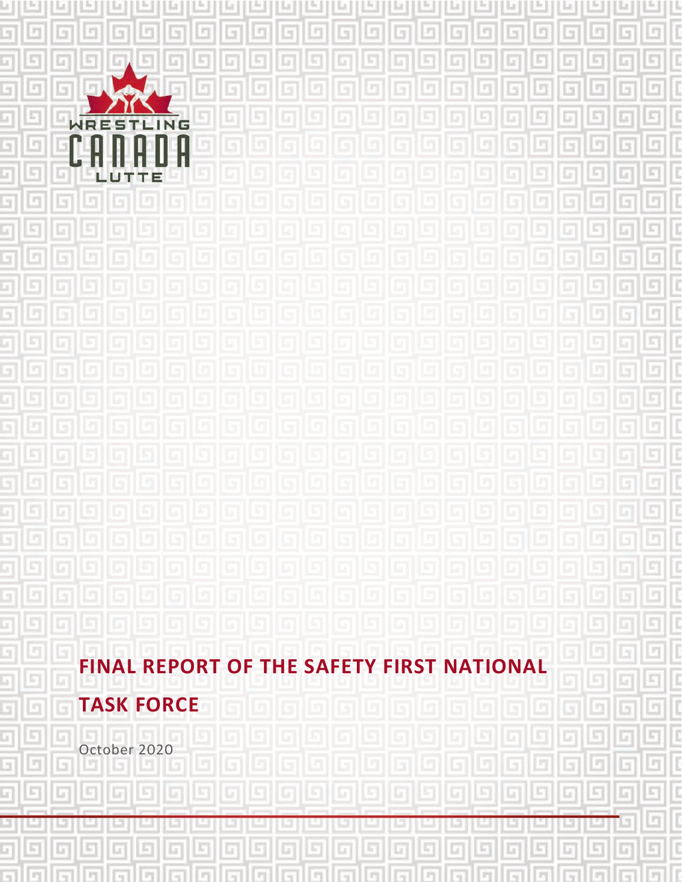WRESTLING CANADA LUTTE

# FINAL REPORT OF THE SAFETY FIRST NATIONAL TASK FORCE

October 2020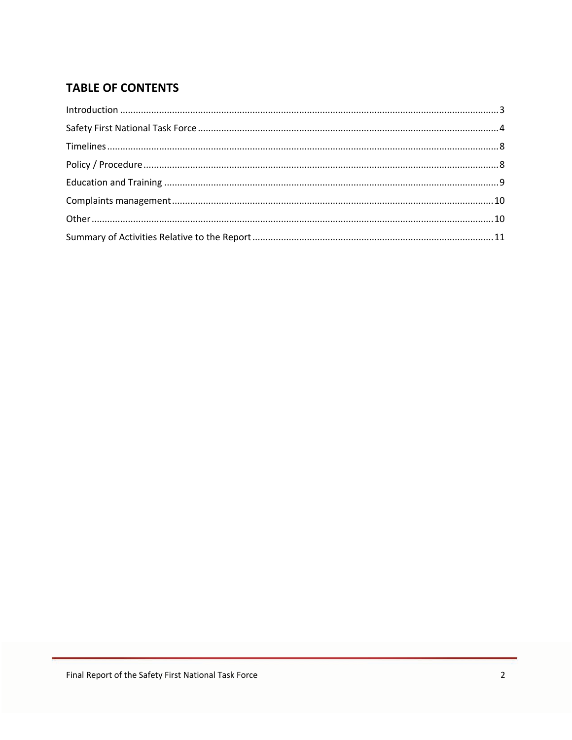## TABLE OF CONTENTS

Introduction ....................................................................................................................................3

Safety First National Task Force ....................................................................................................4

Timelines .........................................................................................................................................8

Policy / Procedure ...........................................................................................................................8

Education and Training ...................................................................................................................9

Complaints management ..............................................................................................................10

Other ..............................................................................................................................................10

Summary of Activities Relative to the Report ...............................................................................11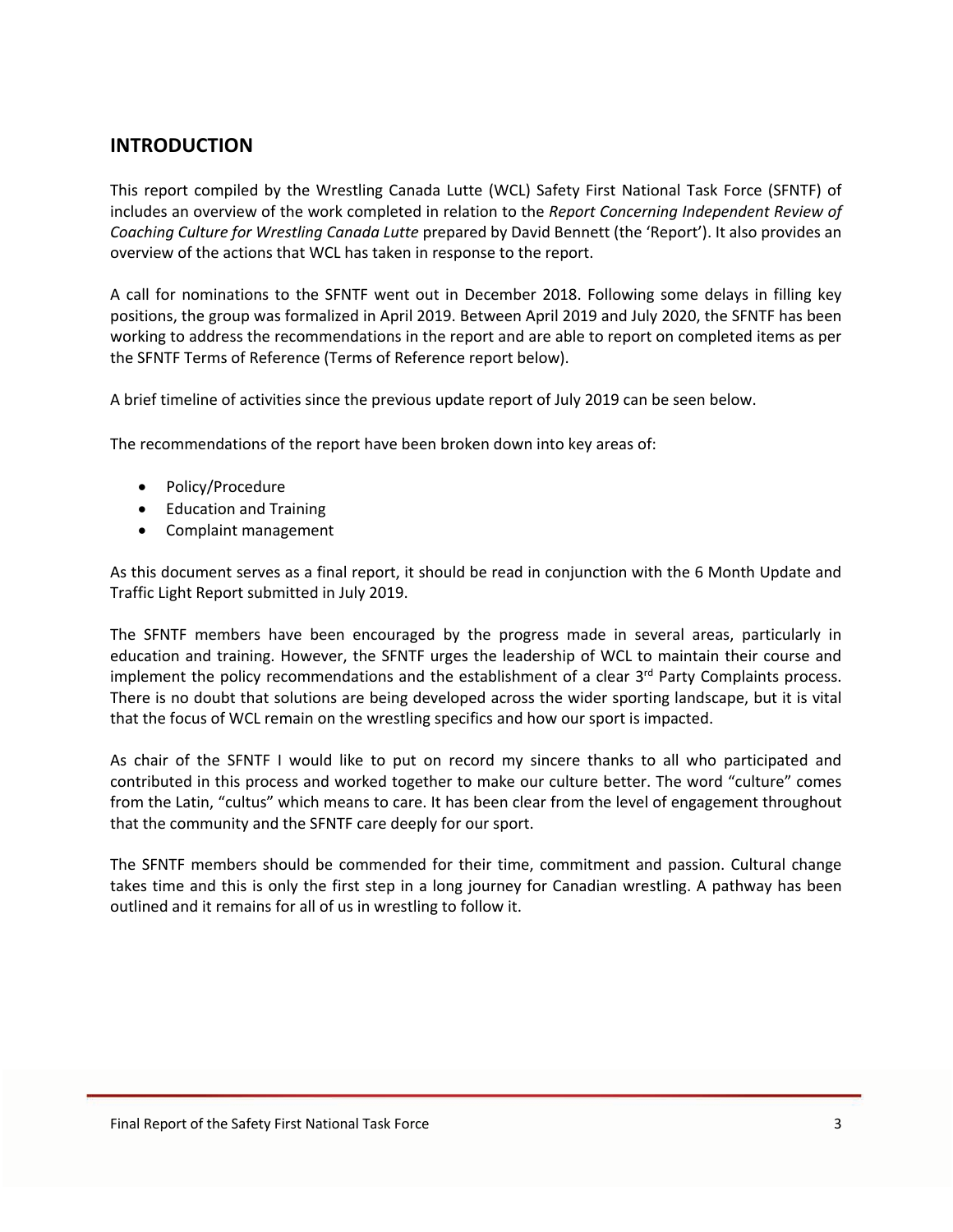## INTRODUCTION

This report compiled by the Wrestling Canada Lutte (WCL) Safety First National Task Force (SFNTF) of includes an overview of the work completed in relation to the *Report Concerning Independent Review of Coaching Culture for Wrestling Canada Lutte* prepared by David Bennett (the 'Report'). It also provides an overview of the actions that WCL has taken in response to the report.

A call for nominations to the SFNTF went out in December 2018. Following some delays in filling key positions, the group was formalized in April 2019. Between April 2019 and July 2020, the SFNTF has been working to address the recommendations in the report and are able to report on completed items as per the SFNTF Terms of Reference (Terms of Reference report below).

A brief timeline of activities since the previous update report of July 2019 can be seen below.

The recommendations of the report have been broken down into key areas of:

- Policy/Procedure
- Education and Training
- Complaint management

As this document serves as a final report, it should be read in conjunction with the 6 Month Update and Traffic Light Report submitted in July 2019.

The SFNTF members have been encouraged by the progress made in several areas, particularly in education and training. However, the SFNTF urges the leadership of WCL to maintain their course and implement the policy recommendations and the establishment of a clear 3rd Party Complaints process. There is no doubt that solutions are being developed across the wider sporting landscape, but it is vital that the focus of WCL remain on the wrestling specifics and how our sport is impacted.

As chair of the SFNTF I would like to put on record my sincere thanks to all who participated and contributed in this process and worked together to make our culture better. The word "culture" comes from the Latin, "cultus" which means to care. It has been clear from the level of engagement throughout that the community and the SFNTF care deeply for our sport.

The SFNTF members should be commended for their time, commitment and passion. Cultural change takes time and this is only the first step in a long journey for Canadian wrestling. A pathway has been outlined and it remains for all of us in wrestling to follow it.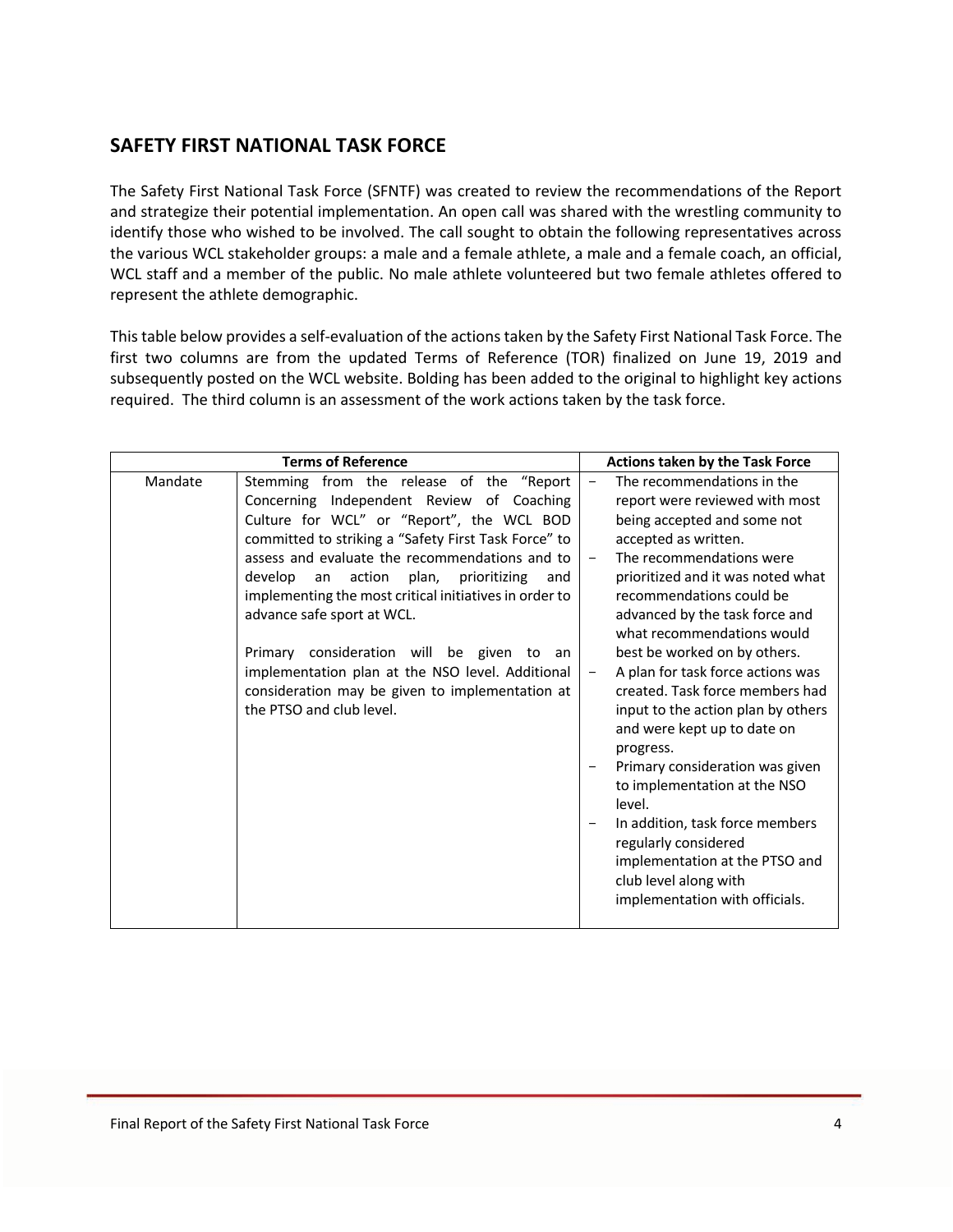## SAFETY FIRST NATIONAL TASK FORCE

The Safety First National Task Force (SFNTF) was created to review the recommendations of the Report and strategize their potential implementation. An open call was shared with the wrestling community to identify those who wished to be involved. The call sought to obtain the following representatives across the various WCL stakeholder groups: a male and a female athlete, a male and a female coach, an official, WCL staff and a member of the public. No male athlete volunteered but two female athletes offered to represent the athlete demographic.

This table below provides a self-evaluation of the actions taken by the Safety First National Task Force. The first two columns are from the updated Terms of Reference (TOR) finalized on June 19, 2019 and subsequently posted on the WCL website. Bolding has been added to the original to highlight key actions required. The third column is an assessment of the work actions taken by the task force.

| Terms of Reference | | Actions taken by the Task Force |
|---|---|---|
| Mandate | Stemming from the release of the "Report Concerning Independent Review of Coaching Culture for WCL" or "Report", the WCL BOD committed to striking a "Safety First Task Force" to assess and evaluate the recommendations and to develop an action plan, prioritizing and implementing the most critical initiatives in order to advance safe sport at WCL.<br><br>Primary consideration will be given to an implementation plan at the NSO level. Additional consideration may be given to implementation at the PTSO and club level. | – The recommendations in the report were reviewed with most being accepted and some not accepted as written.<br>– The recommendations were prioritized and it was noted what recommendations could be advanced by the task force and what recommendations would best be worked on by others.<br>– A plan for task force actions was created. Task force members had input to the action plan by others and were kept up to date on progress.<br>– Primary consideration was given to implementation at the NSO level.<br>– In addition, task force members regularly considered implementation at the PTSO and club level along with implementation with officials. |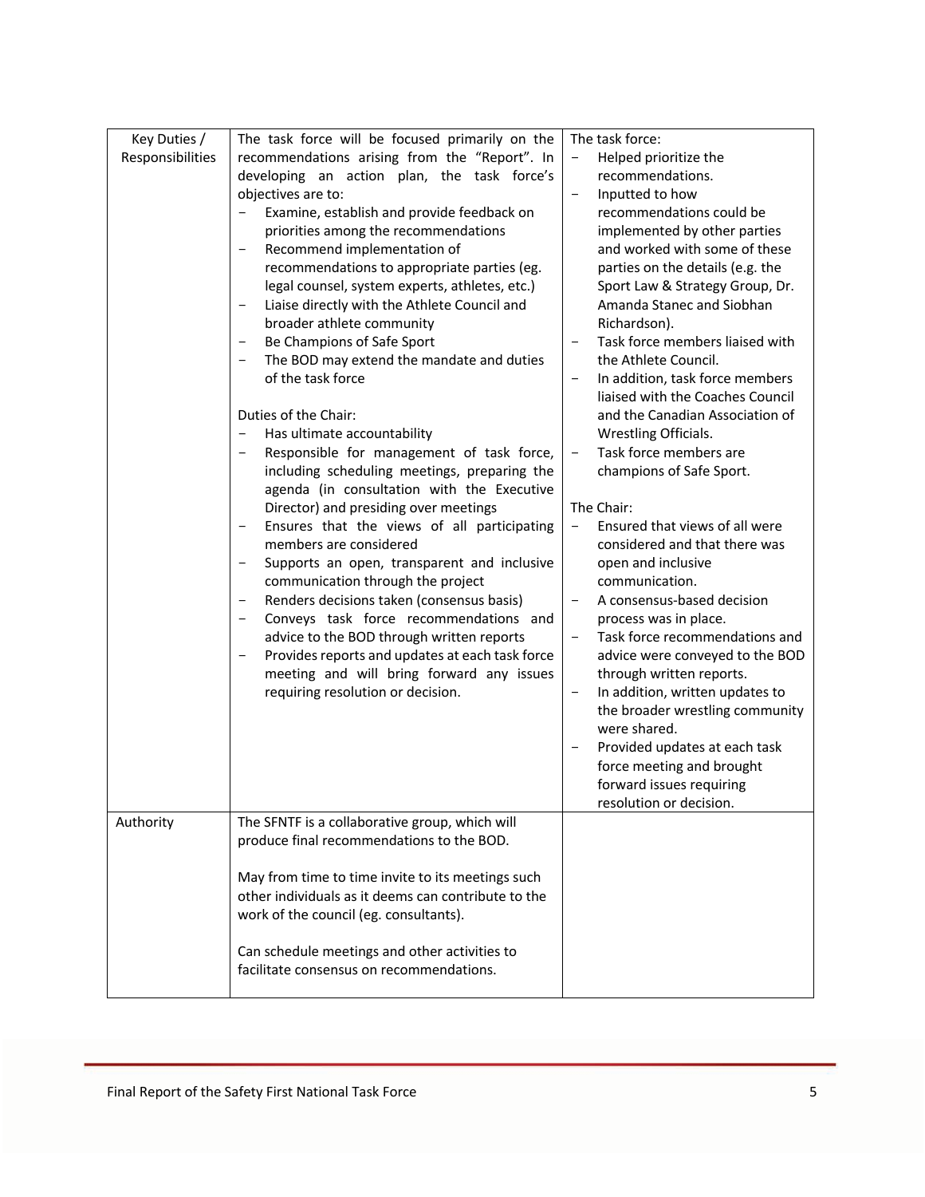| Key Duties / Responsibilities | The task force will be focused primarily on the recommendations arising from the "Report". In developing an action plan, the task force's objectives are to:<br>− Examine, establish and provide feedback on priorities among the recommendations<br>− Recommend implementation of recommendations to appropriate parties (eg. legal counsel, system experts, athletes, etc.)<br>− Liaise directly with the Athlete Council and broader athlete community<br>− Be Champions of Safe Sport<br>− The BOD may extend the mandate and duties of the task force<br><br>Duties of the Chair:<br>− Has ultimate accountability<br>− Responsible for management of task force, including scheduling meetings, preparing the agenda (in consultation with the Executive Director) and presiding over meetings<br>− Ensures that the views of all participating members are considered<br>− Supports an open, transparent and inclusive communication through the project<br>− Renders decisions taken (consensus basis)<br>− Conveys task force recommendations and advice to the BOD through written reports<br>− Provides reports and updates at each task force meeting and will bring forward any issues requiring resolution or decision. | The task force:<br>− Helped prioritize the recommendations.<br>− Inputted to how recommendations could be implemented by other parties and worked with some of these parties on the details (e.g. the Sport Law & Strategy Group, Dr. Amanda Stanec and Siobhan Richardson).<br>− Task force members liaised with the Athlete Council.<br>− In addition, task force members liaised with the Coaches Council and the Canadian Association of Wrestling Officials.<br>− Task force members are champions of Safe Sport.<br><br>The Chair:<br>− Ensured that views of all were considered and that there was open and inclusive communication.<br>− A consensus-based decision process was in place.<br>− Task force recommendations and advice were conveyed to the BOD through written reports.<br>− In addition, written updates to the broader wrestling community were shared.<br>− Provided updates at each task force meeting and brought forward issues requiring resolution or decision. |
|---|---|---|
| Authority | The SFNTF is a collaborative group, which will produce final recommendations to the BOD.<br><br>May from time to time invite to its meetings such other individuals as it deems can contribute to the work of the council (eg. consultants).<br><br>Can schedule meetings and other activities to facilitate consensus on recommendations. | |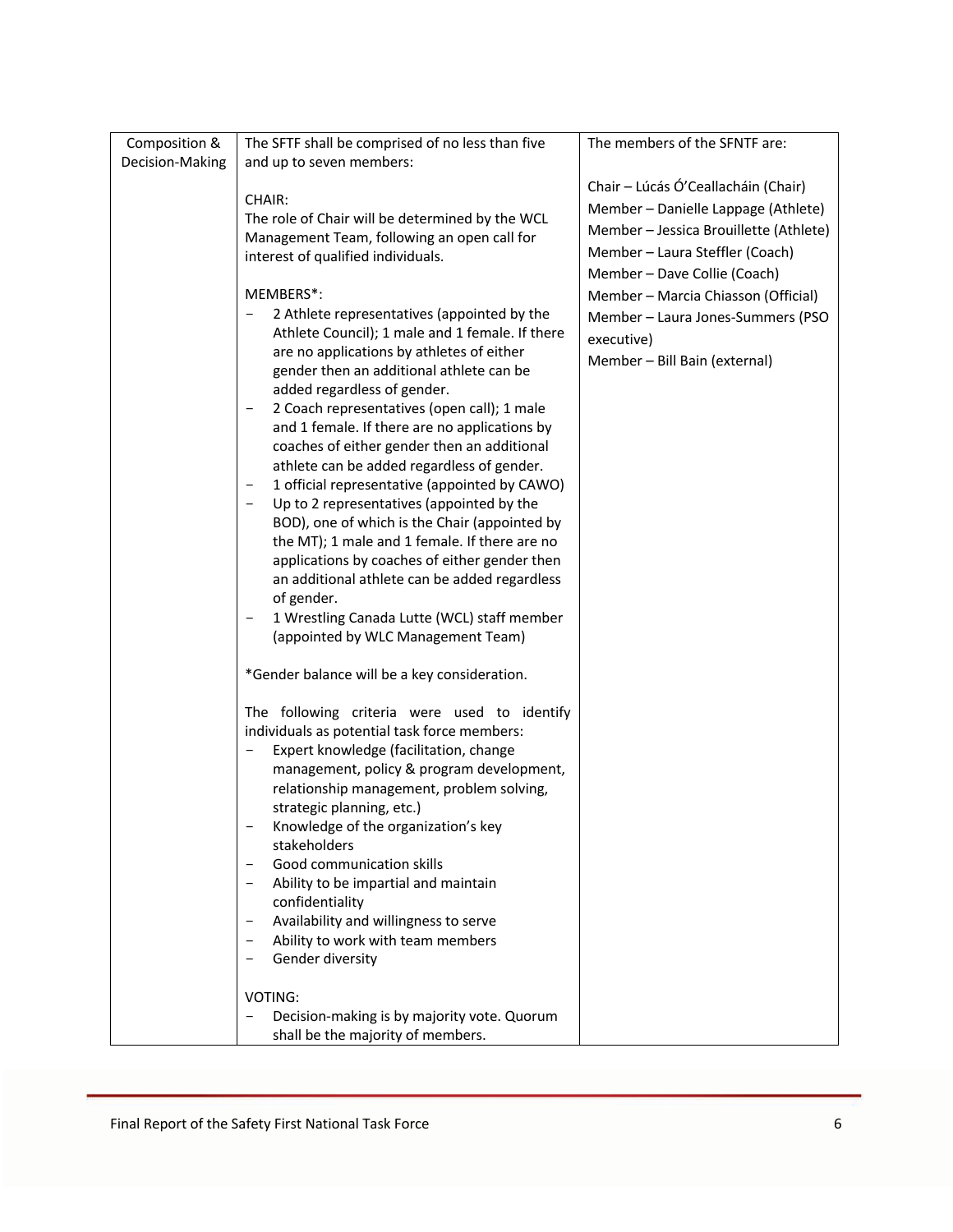| Composition & Decision-Making | The SFTF shall be comprised of no less than five and up to seven members:<br><br>CHAIR:<br>The role of Chair will be determined by the WCL Management Team, following an open call for interest of qualified individuals.<br><br>MEMBERS*:<br>− 2 Athlete representatives (appointed by the Athlete Council); 1 male and 1 female. If there are no applications by athletes of either gender then an additional athlete can be added regardless of gender.<br>− 2 Coach representatives (open call); 1 male and 1 female. If there are no applications by coaches of either gender then an additional athlete can be added regardless of gender.<br>− 1 official representative (appointed by CAWO)<br>− Up to 2 representatives (appointed by the BOD), one of which is the Chair (appointed by the MT); 1 male and 1 female. If there are no applications by coaches of either gender then an additional athlete can be added regardless of gender.<br>− 1 Wrestling Canada Lutte (WCL) staff member (appointed by WLC Management Team)<br><br>*Gender balance will be a key consideration.<br><br>The following criteria were used to identify individuals as potential task force members:<br>− Expert knowledge (facilitation, change management, policy & program development, relationship management, problem solving, strategic planning, etc.)<br>− Knowledge of the organization's key stakeholders<br>− Good communication skills<br>− Ability to be impartial and maintain confidentiality<br>− Availability and willingness to serve<br>− Ability to work with team members<br>− Gender diversity<br><br>VOTING:<br>− Decision-making is by majority vote. Quorum shall be the majority of members. | The members of the SFNTF are:<br><br>Chair – Lúcás Ó'Ceallacháin (Chair)<br>Member – Danielle Lappage (Athlete)<br>Member – Jessica Brouillette (Athlete)<br>Member – Laura Steffler (Coach)<br>Member – Dave Collie (Coach)<br>Member – Marcia Chiasson (Official)<br>Member – Laura Jones-Summers (PSO executive)<br>Member – Bill Bain (external) |
|---|---|---|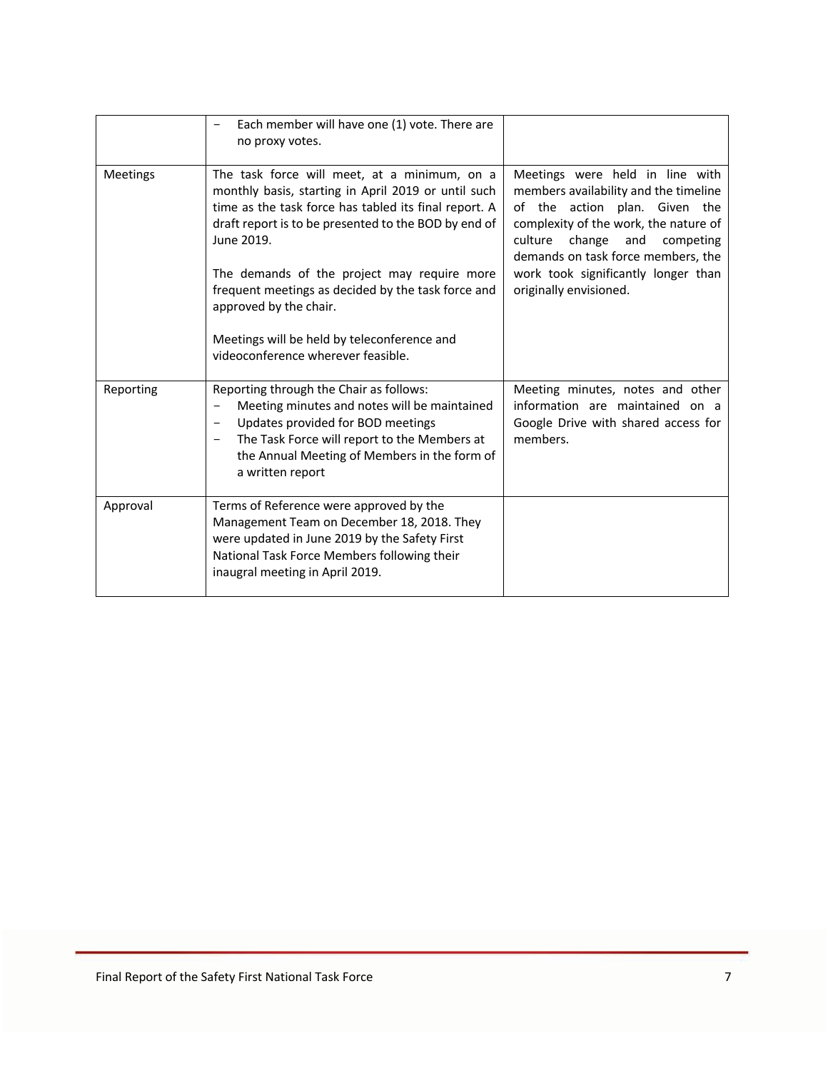| | | |
|---|---|---|
| | − Each member will have one (1) vote. There are no proxy votes. | |
| Meetings | The task force will meet, at a minimum, on a monthly basis, starting in April 2019 or until such time as the task force has tabled its final report. A draft report is to be presented to the BOD by end of June 2019.<br><br>The demands of the project may require more frequent meetings as decided by the task force and approved by the chair.<br><br>Meetings will be held by teleconference and videoconference wherever feasible. | Meetings were held in line with members availability and the timeline of the action plan. Given the complexity of the work, the nature of culture change and competing demands on task force members, the work took significantly longer than originally envisioned. |
| Reporting | Reporting through the Chair as follows:<br>− Meeting minutes and notes will be maintained<br>− Updates provided for BOD meetings<br>− The Task Force will report to the Members at the Annual Meeting of Members in the form of a written report | Meeting minutes, notes and other information are maintained on a Google Drive with shared access for members. |
| Approval | Terms of Reference were approved by the Management Team on December 18, 2018. They were updated in June 2019 by the Safety First National Task Force Members following their inaugral meeting in April 2019. | |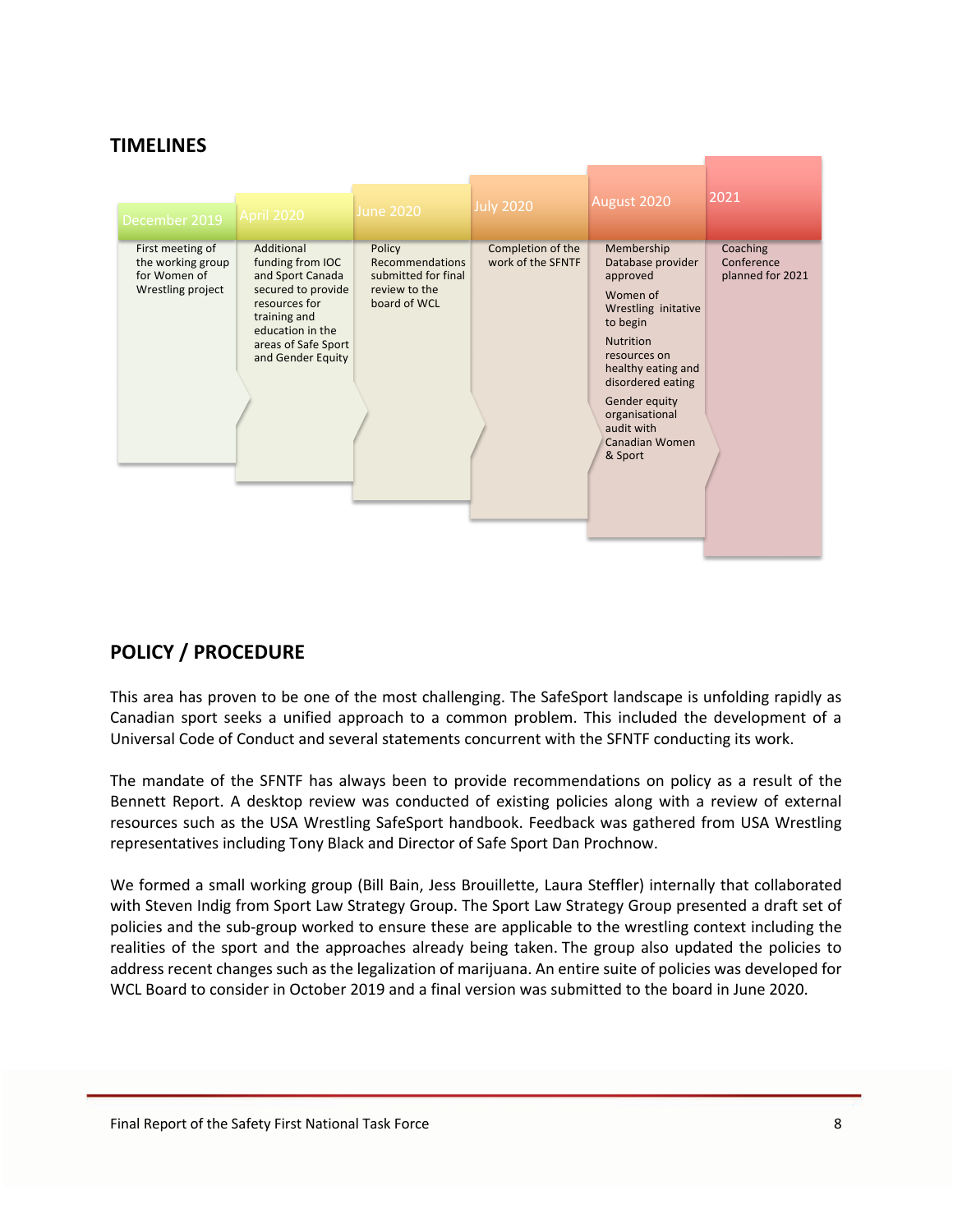## TIMELINES

| December 2019 | April 2020 | June 2020 | July 2020 | August 2020 | 2021 |
|---|---|---|---|---|---|
| First meeting of the working group for Women of Wrestling project | Additional funding from IOC and Sport Canada secured to provide resources for training and education in the areas of Safe Sport and Gender Equity | Policy Recommendations submitted for final review to the board of WCL | Completion of the work of the SFNTF | Membership Database provider approved<br><br>Women of Wrestling initative to begin<br><br>Nutrition resources on healthy eating and disordered eating<br><br>Gender equity organisational audit with Canadian Women & Sport | Coaching Conference planned for 2021 |

## POLICY / PROCEDURE

This area has proven to be one of the most challenging. The SafeSport landscape is unfolding rapidly as Canadian sport seeks a unified approach to a common problem. This included the development of a Universal Code of Conduct and several statements concurrent with the SFNTF conducting its work.

The mandate of the SFNTF has always been to provide recommendations on policy as a result of the Bennett Report. A desktop review was conducted of existing policies along with a review of external resources such as the USA Wrestling SafeSport handbook. Feedback was gathered from USA Wrestling representatives including Tony Black and Director of Safe Sport Dan Prochnow.

We formed a small working group (Bill Bain, Jess Brouillette, Laura Steffler) internally that collaborated with Steven Indig from Sport Law Strategy Group. The Sport Law Strategy Group presented a draft set of policies and the sub-group worked to ensure these are applicable to the wrestling context including the realities of the sport and the approaches already being taken. The group also updated the policies to address recent changes such as the legalization of marijuana. An entire suite of policies was developed for WCL Board to consider in October 2019 and a final version was submitted to the board in June 2020.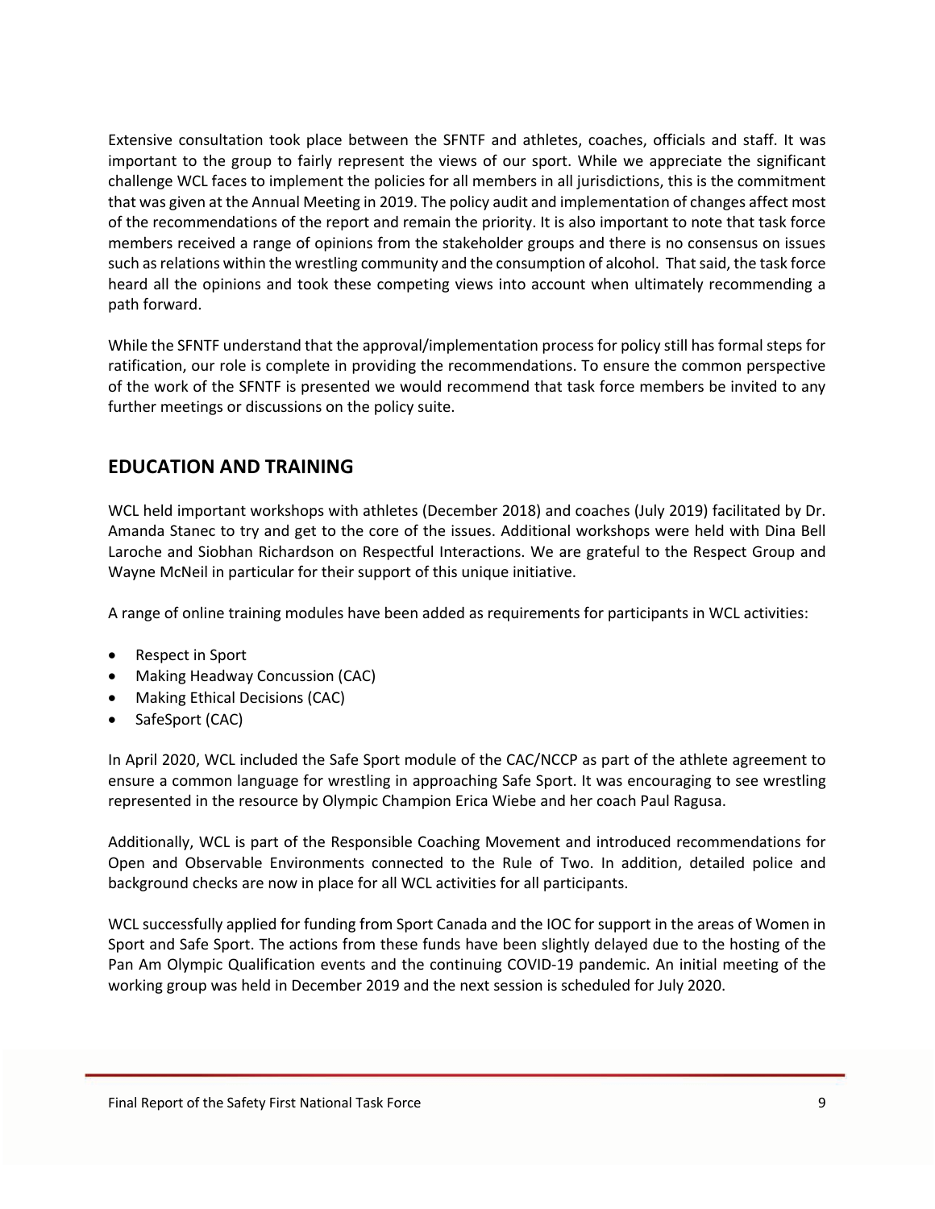Extensive consultation took place between the SFNTF and athletes, coaches, officials and staff. It was important to the group to fairly represent the views of our sport. While we appreciate the significant challenge WCL faces to implement the policies for all members in all jurisdictions, this is the commitment that was given at the Annual Meeting in 2019. The policy audit and implementation of changes affect most of the recommendations of the report and remain the priority. It is also important to note that task force members received a range of opinions from the stakeholder groups and there is no consensus on issues such as relations within the wrestling community and the consumption of alcohol. That said, the task force heard all the opinions and took these competing views into account when ultimately recommending a path forward.

While the SFNTF understand that the approval/implementation process for policy still has formal steps for ratification, our role is complete in providing the recommendations. To ensure the common perspective of the work of the SFNTF is presented we would recommend that task force members be invited to any further meetings or discussions on the policy suite.

## EDUCATION AND TRAINING

WCL held important workshops with athletes (December 2018) and coaches (July 2019) facilitated by Dr. Amanda Stanec to try and get to the core of the issues. Additional workshops were held with Dina Bell Laroche and Siobhan Richardson on Respectful Interactions. We are grateful to the Respect Group and Wayne McNeil in particular for their support of this unique initiative.

A range of online training modules have been added as requirements for participants in WCL activities:

- Respect in Sport
- Making Headway Concussion (CAC)
- Making Ethical Decisions (CAC)
- SafeSport (CAC)

In April 2020, WCL included the Safe Sport module of the CAC/NCCP as part of the athlete agreement to ensure a common language for wrestling in approaching Safe Sport. It was encouraging to see wrestling represented in the resource by Olympic Champion Erica Wiebe and her coach Paul Ragusa.

Additionally, WCL is part of the Responsible Coaching Movement and introduced recommendations for Open and Observable Environments connected to the Rule of Two. In addition, detailed police and background checks are now in place for all WCL activities for all participants.

WCL successfully applied for funding from Sport Canada and the IOC for support in the areas of Women in Sport and Safe Sport. The actions from these funds have been slightly delayed due to the hosting of the Pan Am Olympic Qualification events and the continuing COVID-19 pandemic. An initial meeting of the working group was held in December 2019 and the next session is scheduled for July 2020.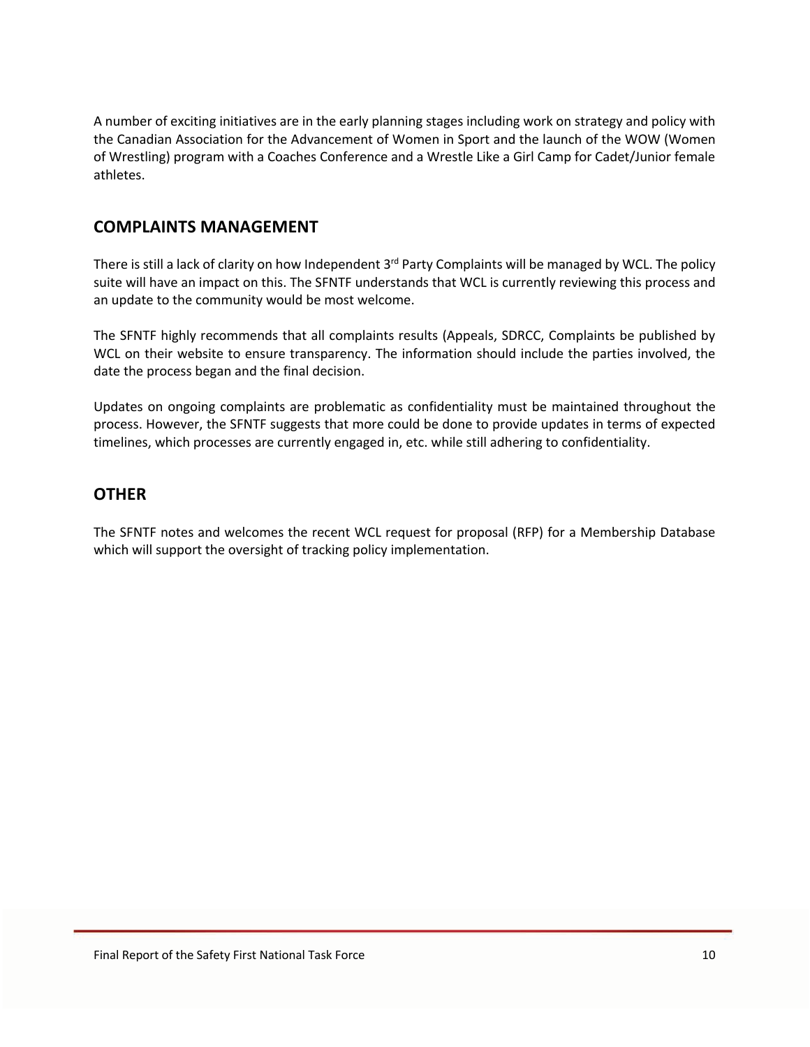A number of exciting initiatives are in the early planning stages including work on strategy and policy with the Canadian Association for the Advancement of Women in Sport and the launch of the WOW (Women of Wrestling) program with a Coaches Conference and a Wrestle Like a Girl Camp for Cadet/Junior female athletes.

## COMPLAINTS MANAGEMENT

There is still a lack of clarity on how Independent 3rd Party Complaints will be managed by WCL. The policy suite will have an impact on this. The SFNTF understands that WCL is currently reviewing this process and an update to the community would be most welcome.

The SFNTF highly recommends that all complaints results (Appeals, SDRCC, Complaints be published by WCL on their website to ensure transparency. The information should include the parties involved, the date the process began and the final decision.

Updates on ongoing complaints are problematic as confidentiality must be maintained throughout the process. However, the SFNTF suggests that more could be done to provide updates in terms of expected timelines, which processes are currently engaged in, etc. while still adhering to confidentiality.

## OTHER

The SFNTF notes and welcomes the recent WCL request for proposal (RFP) for a Membership Database which will support the oversight of tracking policy implementation.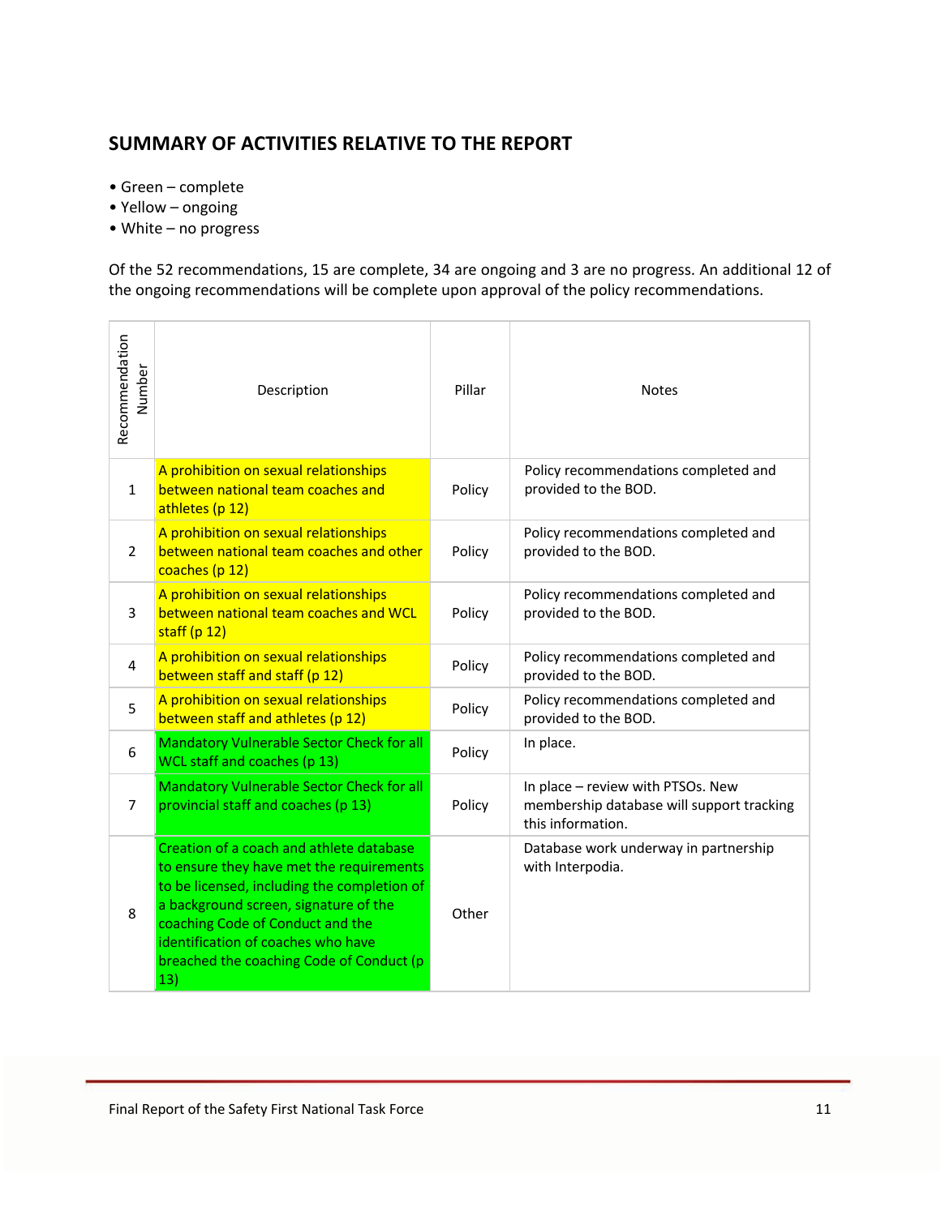## SUMMARY OF ACTIVITIES RELATIVE TO THE REPORT

- Green – complete
- Yellow – ongoing
- White – no progress

Of the 52 recommendations, 15 are complete, 34 are ongoing and 3 are no progress. An additional 12 of the ongoing recommendations will be complete upon approval of the policy recommendations.

| Recommendation Number | Description | Pillar | Notes |
|---|---|---|---|
| 1 | A prohibition on sexual relationships between national team coaches and athletes (p 12) | Policy | Policy recommendations completed and provided to the BOD. |
| 2 | A prohibition on sexual relationships between national team coaches and other coaches (p 12) | Policy | Policy recommendations completed and provided to the BOD. |
| 3 | A prohibition on sexual relationships between national team coaches and WCL staff (p 12) | Policy | Policy recommendations completed and provided to the BOD. |
| 4 | A prohibition on sexual relationships between staff and staff (p 12) | Policy | Policy recommendations completed and provided to the BOD. |
| 5 | A prohibition on sexual relationships between staff and athletes (p 12) | Policy | Policy recommendations completed and provided to the BOD. |
| 6 | Mandatory Vulnerable Sector Check for all WCL staff and coaches (p 13) | Policy | In place. |
| 7 | Mandatory Vulnerable Sector Check for all provincial staff and coaches (p 13) | Policy | In place – review with PTSOs. New membership database will support tracking this information. |
| 8 | Creation of a coach and athlete database to ensure they have met the requirements to be licensed, including the completion of a background screen, signature of the coaching Code of Conduct and the identification of coaches who have breached the coaching Code of Conduct (p 13) | Other | Database work underway in partnership with Interpodia. |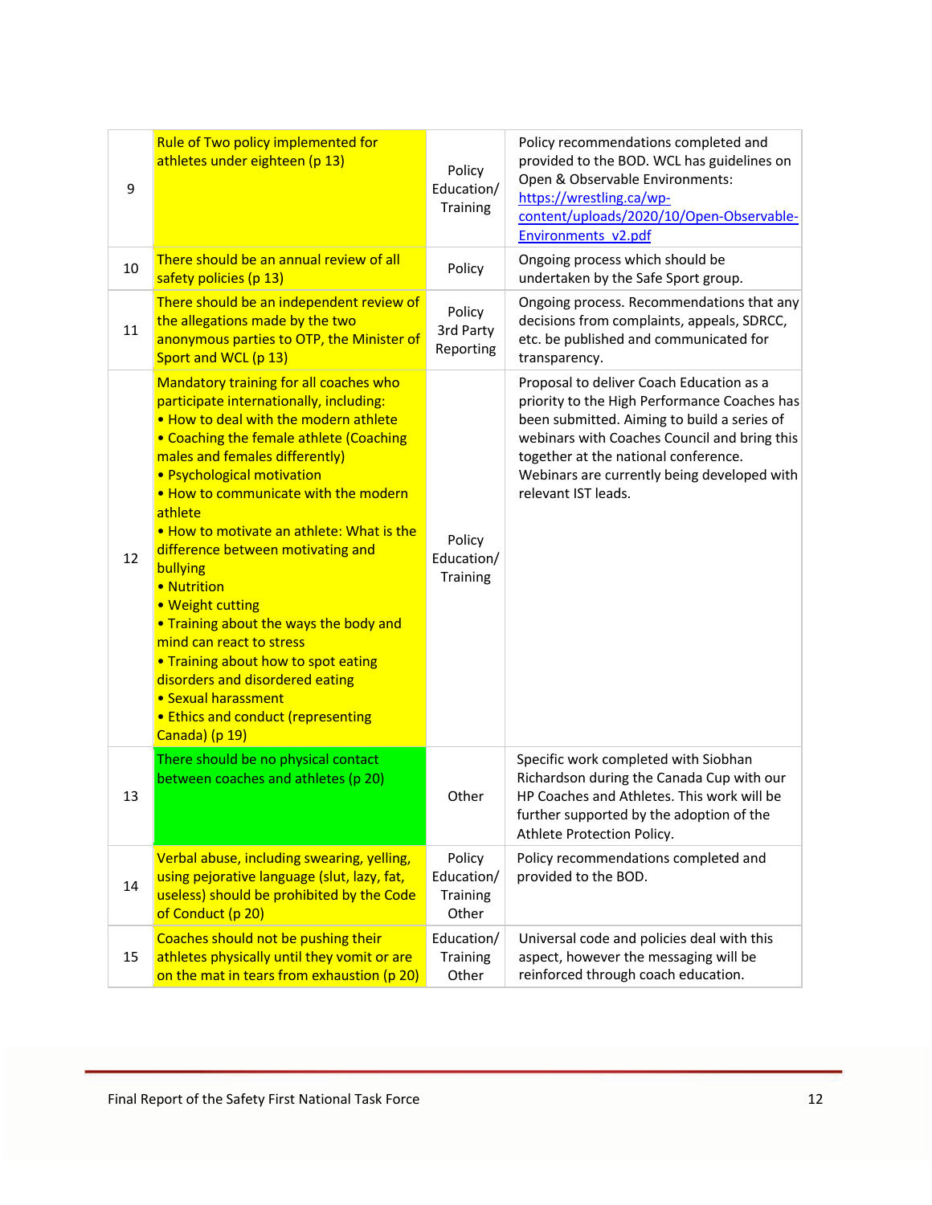| 9 | Rule of Two policy implemented for athletes under eighteen (p 13) | Policy Education/ Training | Policy recommendations completed and provided to the BOD. WCL has guidelines on Open & Observable Environments: https://wrestling.ca/wp-content/uploads/2020/10/Open-Observable-Environments_v2.pdf |
|---|---|---|---|
| 10 | There should be an annual review of all safety policies (p 13) | Policy | Ongoing process which should be undertaken by the Safe Sport group. |
| 11 | There should be an independent review of the allegations made by the two anonymous parties to OTP, the Minister of Sport and WCL (p 13) | Policy 3rd Party Reporting | Ongoing process. Recommendations that any decisions from complaints, appeals, SDRCC, etc. be published and communicated for transparency. |
| 12 | Mandatory training for all coaches who participate internationally, including:<br>• How to deal with the modern athlete<br>• Coaching the female athlete (Coaching males and females differently)<br>• Psychological motivation<br>• How to communicate with the modern athlete<br>• How to motivate an athlete: What is the difference between motivating and bullying<br>• Nutrition<br>• Weight cutting<br>• Training about the ways the body and mind can react to stress<br>• Training about how to spot eating disorders and disordered eating<br>• Sexual harassment<br>• Ethics and conduct (representing Canada) (p 19) | Policy Education/ Training | Proposal to deliver Coach Education as a priority to the High Performance Coaches has been submitted. Aiming to build a series of webinars with Coaches Council and bring this together at the national conference. Webinars are currently being developed with relevant IST leads. |
| 13 | There should be no physical contact between coaches and athletes (p 20) | Other | Specific work completed with Siobhan Richardson during the Canada Cup with our HP Coaches and Athletes. This work will be further supported by the adoption of the Athlete Protection Policy. |
| 14 | Verbal abuse, including swearing, yelling, using pejorative language (slut, lazy, fat, useless) should be prohibited by the Code of Conduct (p 20) | Policy Education/ Training Other | Policy recommendations completed and provided to the BOD. |
| 15 | Coaches should not be pushing their athletes physically until they vomit or are on the mat in tears from exhaustion (p 20) | Education/ Training Other | Universal code and policies deal with this aspect, however the messaging will be reinforced through coach education. |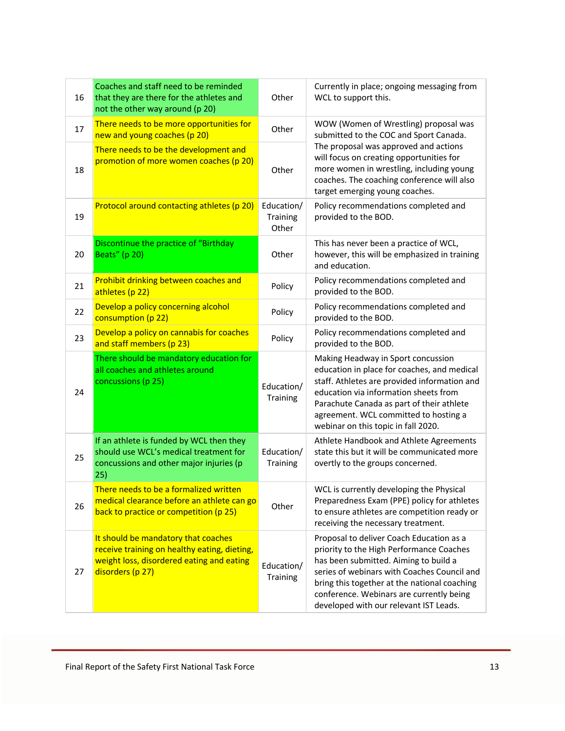| | | | |
|---|---|---|---|
| 16 | Coaches and staff need to be reminded that they are there for the athletes and not the other way around (p 20) | Other | Currently in place; ongoing messaging from WCL to support this. |
| 17 | There needs to be more opportunities for new and young coaches (p 20) | Other | WOW (Women of Wrestling) proposal was submitted to the COC and Sport Canada. The proposal was approved and actions will focus on creating opportunities for more women in wrestling, including young coaches. The coaching conference will also target emerging young coaches. |
| 18 | There needs to be the development and promotion of more women coaches (p 20) | Other | |
| 19 | Protocol around contacting athletes (p 20) | Education/ Training Other | Policy recommendations completed and provided to the BOD. |
| 20 | Discontinue the practice of "Birthday Beats" (p 20) | Other | This has never been a practice of WCL, however, this will be emphasized in training and education. |
| 21 | Prohibit drinking between coaches and athletes (p 22) | Policy | Policy recommendations completed and provided to the BOD. |
| 22 | Develop a policy concerning alcohol consumption (p 22) | Policy | Policy recommendations completed and provided to the BOD. |
| 23 | Develop a policy on cannabis for coaches and staff members (p 23) | Policy | Policy recommendations completed and provided to the BOD. |
| 24 | There should be mandatory education for all coaches and athletes around concussions (p 25) | Education/ Training | Making Headway in Sport concussion education in place for coaches, and medical staff. Athletes are provided information and education via information sheets from Parachute Canada as part of their athlete agreement. WCL committed to hosting a webinar on this topic in fall 2020. |
| 25 | If an athlete is funded by WCL then they should use WCL's medical treatment for concussions and other major injuries (p 25) | Education/ Training | Athlete Handbook and Athlete Agreements state this but it will be communicated more overtly to the groups concerned. |
| 26 | There needs to be a formalized written medical clearance before an athlete can go back to practice or competition (p 25) | Other | WCL is currently developing the Physical Preparedness Exam (PPE) policy for athletes to ensure athletes are competition ready or receiving the necessary treatment. |
| 27 | It should be mandatory that coaches receive training on healthy eating, dieting, weight loss, disordered eating and eating disorders (p 27) | Education/ Training | Proposal to deliver Coach Education as a priority to the High Performance Coaches has been submitted. Aiming to build a series of webinars with Coaches Council and bring this together at the national coaching conference. Webinars are currently being developed with our relevant IST Leads. |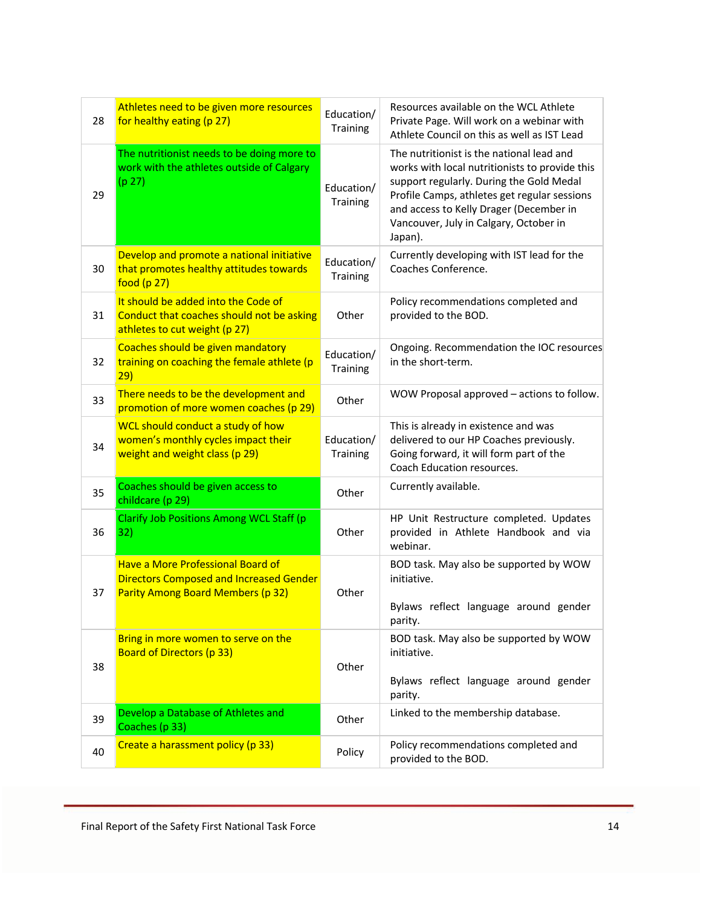| | | | |
|---|---|---|---|
| 28 | Athletes need to be given more resources for healthy eating (p 27) | Education/ Training | Resources available on the WCL Athlete Private Page. Will work on a webinar with Athlete Council on this as well as IST Lead |
| 29 | The nutritionist needs to be doing more to work with the athletes outside of Calgary (p 27) | Education/ Training | The nutritionist is the national lead and works with local nutritionists to provide this support regularly. During the Gold Medal Profile Camps, athletes get regular sessions and access to Kelly Drager (December in Vancouver, July in Calgary, October in Japan). |
| 30 | Develop and promote a national initiative that promotes healthy attitudes towards food (p 27) | Education/ Training | Currently developing with IST lead for the Coaches Conference. |
| 31 | It should be added into the Code of Conduct that coaches should not be asking athletes to cut weight (p 27) | Other | Policy recommendations completed and provided to the BOD. |
| 32 | Coaches should be given mandatory training on coaching the female athlete (p 29) | Education/ Training | Ongoing. Recommendation the IOC resources in the short-term. |
| 33 | There needs to be the development and promotion of more women coaches (p 29) | Other | WOW Proposal approved – actions to follow. |
| 34 | WCL should conduct a study of how women's monthly cycles impact their weight and weight class (p 29) | Education/ Training | This is already in existence and was delivered to our HP Coaches previously. Going forward, it will form part of the Coach Education resources. |
| 35 | Coaches should be given access to childcare (p 29) | Other | Currently available. |
| 36 | Clarify Job Positions Among WCL Staff (p 32) | Other | HP Unit Restructure completed. Updates provided in Athlete Handbook and via webinar. |
| 37 | Have a More Professional Board of Directors Composed and Increased Gender Parity Among Board Members (p 32) | Other | BOD task. May also be supported by WOW initiative.<br><br>Bylaws reflect language around gender parity. |
| 38 | Bring in more women to serve on the Board of Directors (p 33) | Other | BOD task. May also be supported by WOW initiative.<br><br>Bylaws reflect language around gender parity. |
| 39 | Develop a Database of Athletes and Coaches (p 33) | Other | Linked to the membership database. |
| 40 | Create a harassment policy (p 33) | Policy | Policy recommendations completed and provided to the BOD. |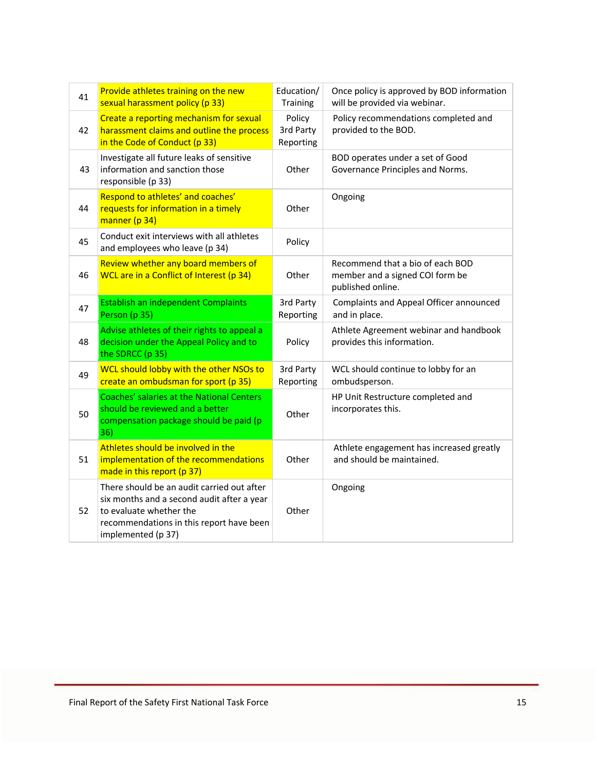| | | | |
|---|---|---|---|
| 41 | Provide athletes training on the new sexual harassment policy (p 33) | Education/ Training | Once policy is approved by BOD information will be provided via webinar. |
| 42 | Create a reporting mechanism for sexual harassment claims and outline the process in the Code of Conduct (p 33) | Policy 3rd Party Reporting | Policy recommendations completed and provided to the BOD. |
| 43 | Investigate all future leaks of sensitive information and sanction those responsible (p 33) | Other | BOD operates under a set of Good Governance Principles and Norms. |
| 44 | Respond to athletes' and coaches' requests for information in a timely manner (p 34) | Other | Ongoing |
| 45 | Conduct exit interviews with all athletes and employees who leave (p 34) | Policy | |
| 46 | Review whether any board members of WCL are in a Conflict of Interest (p 34) | Other | Recommend that a bio of each BOD member and a signed COI form be published online. |
| 47 | Establish an independent Complaints Person (p 35) | 3rd Party Reporting | Complaints and Appeal Officer announced and in place. |
| 48 | Advise athletes of their rights to appeal a decision under the Appeal Policy and to the SDRCC (p 35) | Policy | Athlete Agreement webinar and handbook provides this information. |
| 49 | WCL should lobby with the other NSOs to create an ombudsman for sport (p 35) | 3rd Party Reporting | WCL should continue to lobby for an ombudsperson. |
| 50 | Coaches' salaries at the National Centers should be reviewed and a better compensation package should be paid (p 36) | Other | HP Unit Restructure completed and incorporates this. |
| 51 | Athletes should be involved in the implementation of the recommendations made in this report (p 37) | Other | Athlete engagement has increased greatly and should be maintained. |
| 52 | There should be an audit carried out after six months and a second audit after a year to evaluate whether the recommendations in this report have been implemented (p 37) | Other | Ongoing |